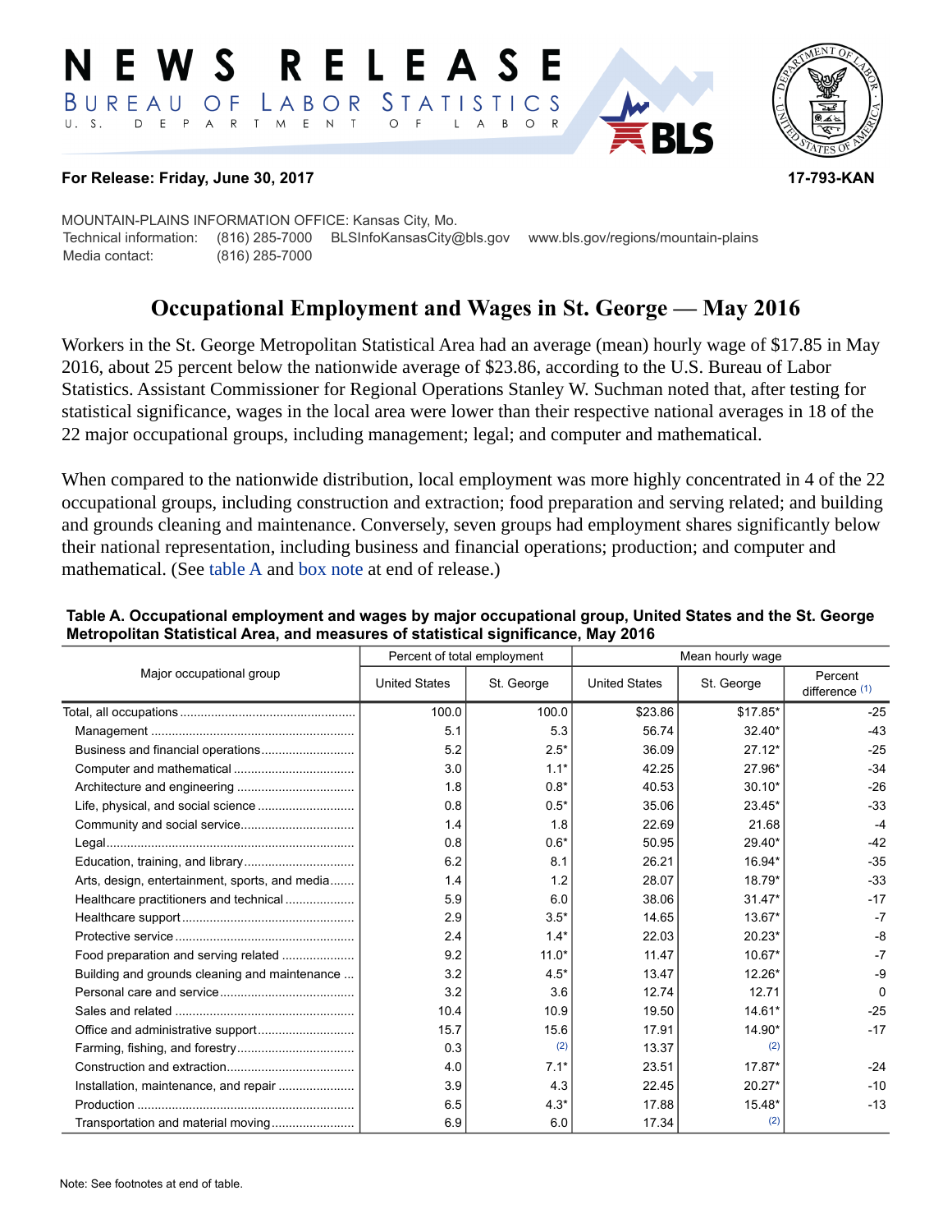# NEWS RELEASE

BUREAU OF LABOR STATISTICS
U. S. DEPARTMENT OF LABOR

**For Release: Friday, June 30, 2017** **17-793-KAN**

MOUNTAIN-PLAINS INFORMATION OFFICE: Kansas City, Mo.
Technical information: (816) 285-7000 BLSInfoKansasCity@bls.gov www.bls.gov/regions/mountain-plains
Media contact: (816) 285-7000

## Occupational Employment and Wages in St. George — May 2016

Workers in the St. George Metropolitan Statistical Area had an average (mean) hourly wage of $17.85 in May 2016, about 25 percent below the nationwide average of $23.86, according to the U.S. Bureau of Labor Statistics. Assistant Commissioner for Regional Operations Stanley W. Suchman noted that, after testing for statistical significance, wages in the local area were lower than their respective national averages in 18 of the 22 major occupational groups, including management; legal; and computer and mathematical.

When compared to the nationwide distribution, local employment was more highly concentrated in 4 of the 22 occupational groups, including construction and extraction; food preparation and serving related; and building and grounds cleaning and maintenance. Conversely, seven groups had employment shares significantly below their national representation, including business and financial operations; production; and computer and mathematical. (See table A and box note at end of release.)

**Table A. Occupational employment and wages by major occupational group, United States and the St. George Metropolitan Statistical Area, and measures of statistical significance, May 2016**

| Major occupational group | Percent of total employment | | Mean hourly wage | | |
|---|---|---|---|---|---|
| | United States | St. George | United States | St. George | Percent difference (1) |
| Total, all occupations | 100.0 | 100.0 | $23.86 | $17.85* | -25 |
| Management | 5.1 | 5.3 | 56.74 | 32.40* | -43 |
| Business and financial operations | 5.2 | 2.5* | 36.09 | 27.12* | -25 |
| Computer and mathematical | 3.0 | 1.1* | 42.25 | 27.96* | -34 |
| Architecture and engineering | 1.8 | 0.8* | 40.53 | 30.10* | -26 |
| Life, physical, and social science | 0.8 | 0.5* | 35.06 | 23.45* | -33 |
| Community and social service | 1.4 | 1.8 | 22.69 | 21.68 | -4 |
| Legal | 0.8 | 0.6* | 50.95 | 29.40* | -42 |
| Education, training, and library | 6.2 | 8.1 | 26.21 | 16.94* | -35 |
| Arts, design, entertainment, sports, and media | 1.4 | 1.2 | 28.07 | 18.79* | -33 |
| Healthcare practitioners and technical | 5.9 | 6.0 | 38.06 | 31.47* | -17 |
| Healthcare support | 2.9 | 3.5* | 14.65 | 13.67* | -7 |
| Protective service | 2.4 | 1.4* | 22.03 | 20.23* | -8 |
| Food preparation and serving related | 9.2 | 11.0* | 11.47 | 10.67* | -7 |
| Building and grounds cleaning and maintenance | 3.2 | 4.5* | 13.47 | 12.26* | -9 |
| Personal care and service | 3.2 | 3.6 | 12.74 | 12.71 | 0 |
| Sales and related | 10.4 | 10.9 | 19.50 | 14.61* | -25 |
| Office and administrative support | 15.7 | 15.6 | 17.91 | 14.90* | -17 |
| Farming, fishing, and forestry | 0.3 | (2) | 13.37 | (2) | |
| Construction and extraction | 4.0 | 7.1* | 23.51 | 17.87* | -24 |
| Installation, maintenance, and repair | 3.9 | 4.3 | 22.45 | 20.27* | -10 |
| Production | 6.5 | 4.3* | 17.88 | 15.48* | -13 |
| Transportation and material moving | 6.9 | 6.0 | 17.34 | (2) | |

Note: See footnotes at end of table.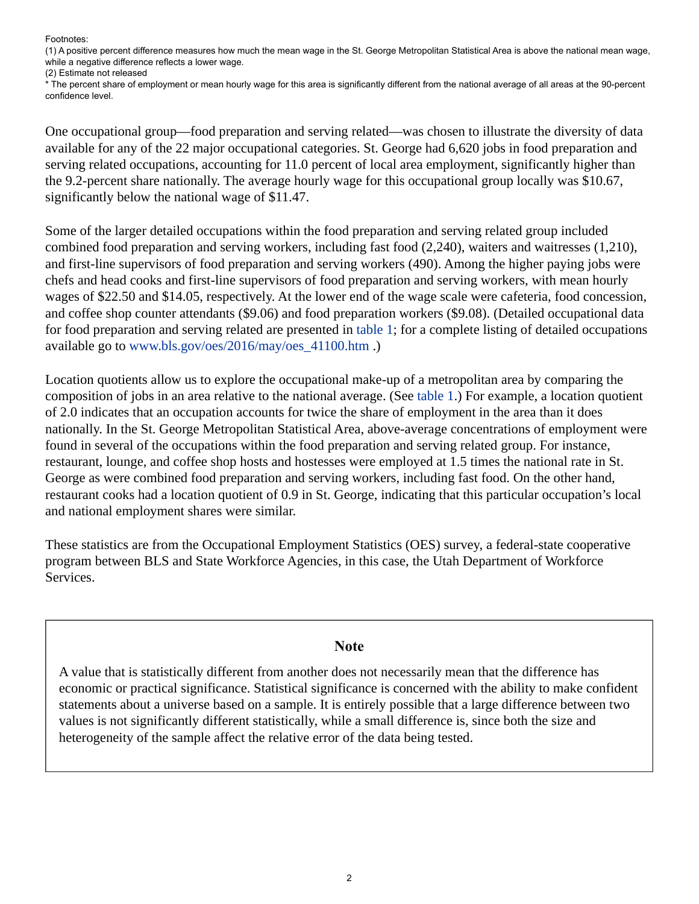Footnotes:
(1) A positive percent difference measures how much the mean wage in the St. George Metropolitan Statistical Area is above the national mean wage, while a negative difference reflects a lower wage.
(2) Estimate not released
* The percent share of employment or mean hourly wage for this area is significantly different from the national average of all areas at the 90-percent confidence level.

One occupational group—food preparation and serving related—was chosen to illustrate the diversity of data available for any of the 22 major occupational categories. St. George had 6,620 jobs in food preparation and serving related occupations, accounting for 11.0 percent of local area employment, significantly higher than the 9.2-percent share nationally. The average hourly wage for this occupational group locally was $10.67, significantly below the national wage of $11.47.

Some of the larger detailed occupations within the food preparation and serving related group included combined food preparation and serving workers, including fast food (2,240), waiters and waitresses (1,210), and first-line supervisors of food preparation and serving workers (490). Among the higher paying jobs were chefs and head cooks and first-line supervisors of food preparation and serving workers, with mean hourly wages of $22.50 and $14.05, respectively. At the lower end of the wage scale were cafeteria, food concession, and coffee shop counter attendants ($9.06) and food preparation workers ($9.08). (Detailed occupational data for food preparation and serving related are presented in table 1; for a complete listing of detailed occupations available go to www.bls.gov/oes/2016/may/oes_41100.htm .)

Location quotients allow us to explore the occupational make-up of a metropolitan area by comparing the composition of jobs in an area relative to the national average. (See table 1.) For example, a location quotient of 2.0 indicates that an occupation accounts for twice the share of employment in the area than it does nationally. In the St. George Metropolitan Statistical Area, above-average concentrations of employment were found in several of the occupations within the food preparation and serving related group. For instance, restaurant, lounge, and coffee shop hosts and hostesses were employed at 1.5 times the national rate in St. George as were combined food preparation and serving workers, including fast food. On the other hand, restaurant cooks had a location quotient of 0.9 in St. George, indicating that this particular occupation's local and national employment shares were similar.

These statistics are from the Occupational Employment Statistics (OES) survey, a federal-state cooperative program between BLS and State Workforce Agencies, in this case, the Utah Department of Workforce Services.

## Note

A value that is statistically different from another does not necessarily mean that the difference has economic or practical significance. Statistical significance is concerned with the ability to make confident statements about a universe based on a sample. It is entirely possible that a large difference between two values is not significantly different statistically, while a small difference is, since both the size and heterogeneity of the sample affect the relative error of the data being tested.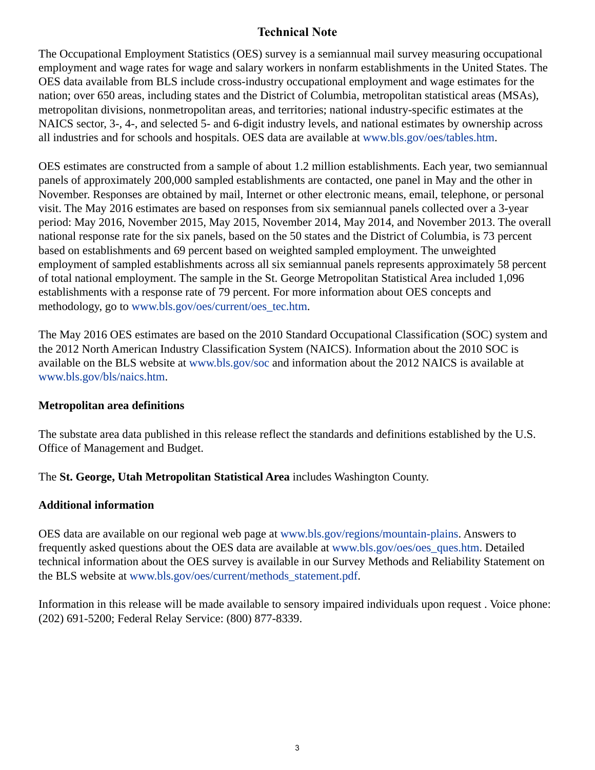## Technical Note

The Occupational Employment Statistics (OES) survey is a semiannual mail survey measuring occupational employment and wage rates for wage and salary workers in nonfarm establishments in the United States. The OES data available from BLS include cross-industry occupational employment and wage estimates for the nation; over 650 areas, including states and the District of Columbia, metropolitan statistical areas (MSAs), metropolitan divisions, nonmetropolitan areas, and territories; national industry-specific estimates at the NAICS sector, 3-, 4-, and selected 5- and 6-digit industry levels, and national estimates by ownership across all industries and for schools and hospitals. OES data are available at www.bls.gov/oes/tables.htm.

OES estimates are constructed from a sample of about 1.2 million establishments. Each year, two semiannual panels of approximately 200,000 sampled establishments are contacted, one panel in May and the other in November. Responses are obtained by mail, Internet or other electronic means, email, telephone, or personal visit. The May 2016 estimates are based on responses from six semiannual panels collected over a 3-year period: May 2016, November 2015, May 2015, November 2014, May 2014, and November 2013. The overall national response rate for the six panels, based on the 50 states and the District of Columbia, is 73 percent based on establishments and 69 percent based on weighted sampled employment. The unweighted employment of sampled establishments across all six semiannual panels represents approximately 58 percent of total national employment. The sample in the St. George Metropolitan Statistical Area included 1,096 establishments with a response rate of 79 percent. For more information about OES concepts and methodology, go to www.bls.gov/oes/current/oes_tec.htm.

The May 2016 OES estimates are based on the 2010 Standard Occupational Classification (SOC) system and the 2012 North American Industry Classification System (NAICS). Information about the 2010 SOC is available on the BLS website at www.bls.gov/soc and information about the 2012 NAICS is available at www.bls.gov/bls/naics.htm.

### Metropolitan area definitions

The substate area data published in this release reflect the standards and definitions established by the U.S. Office of Management and Budget.

The **St. George, Utah Metropolitan Statistical Area** includes Washington County.

### Additional information

OES data are available on our regional web page at www.bls.gov/regions/mountain-plains. Answers to frequently asked questions about the OES data are available at www.bls.gov/oes/oes_ques.htm. Detailed technical information about the OES survey is available in our Survey Methods and Reliability Statement on the BLS website at www.bls.gov/oes/current/methods_statement.pdf.

Information in this release will be made available to sensory impaired individuals upon request . Voice phone: (202) 691-5200; Federal Relay Service: (800) 877-8339.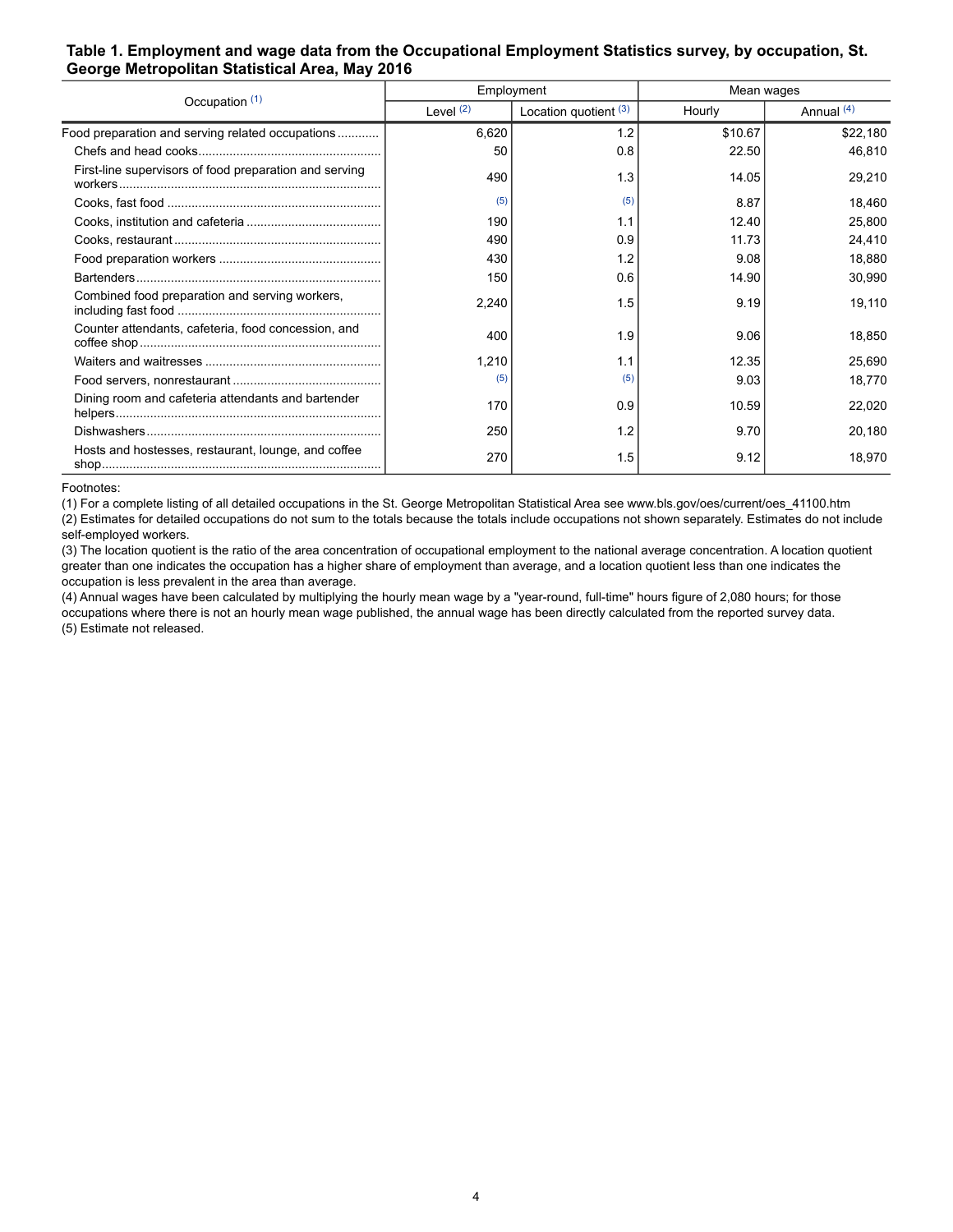**Table 1. Employment and wage data from the Occupational Employment Statistics survey, by occupation, St. George Metropolitan Statistical Area, May 2016**

| Occupation (1) | Employment | | Mean wages | |
|---|---|---|---|---|
| | Level (2) | Location quotient (3) | Hourly | Annual (4) |
| Food preparation and serving related occupations | 6,620 | 1.2 | $10.67 | $22,180 |
| Chefs and head cooks | 50 | 0.8 | 22.50 | 46,810 |
| First-line supervisors of food preparation and serving workers | 490 | 1.3 | 14.05 | 29,210 |
| Cooks, fast food | (5) | (5) | 8.87 | 18,460 |
| Cooks, institution and cafeteria | 190 | 1.1 | 12.40 | 25,800 |
| Cooks, restaurant | 490 | 0.9 | 11.73 | 24,410 |
| Food preparation workers | 430 | 1.2 | 9.08 | 18,880 |
| Bartenders | 150 | 0.6 | 14.90 | 30,990 |
| Combined food preparation and serving workers, including fast food | 2,240 | 1.5 | 9.19 | 19,110 |
| Counter attendants, cafeteria, food concession, and coffee shop | 400 | 1.9 | 9.06 | 18,850 |
| Waiters and waitresses | 1,210 | 1.1 | 12.35 | 25,690 |
| Food servers, nonrestaurant | (5) | (5) | 9.03 | 18,770 |
| Dining room and cafeteria attendants and bartender helpers | 170 | 0.9 | 10.59 | 22,020 |
| Dishwashers | 250 | 1.2 | 9.70 | 20,180 |
| Hosts and hostesses, restaurant, lounge, and coffee shop | 270 | 1.5 | 9.12 | 18,970 |

Footnotes:
(1) For a complete listing of all detailed occupations in the St. George Metropolitan Statistical Area see www.bls.gov/oes/current/oes_41100.htm
(2) Estimates for detailed occupations do not sum to the totals because the totals include occupations not shown separately. Estimates do not include self-employed workers.
(3) The location quotient is the ratio of the area concentration of occupational employment to the national average concentration. A location quotient greater than one indicates the occupation has a higher share of employment than average, and a location quotient less than one indicates the occupation is less prevalent in the area than average.
(4) Annual wages have been calculated by multiplying the hourly mean wage by a "year-round, full-time" hours figure of 2,080 hours; for those occupations where there is not an hourly mean wage published, the annual wage has been directly calculated from the reported survey data.
(5) Estimate not released.